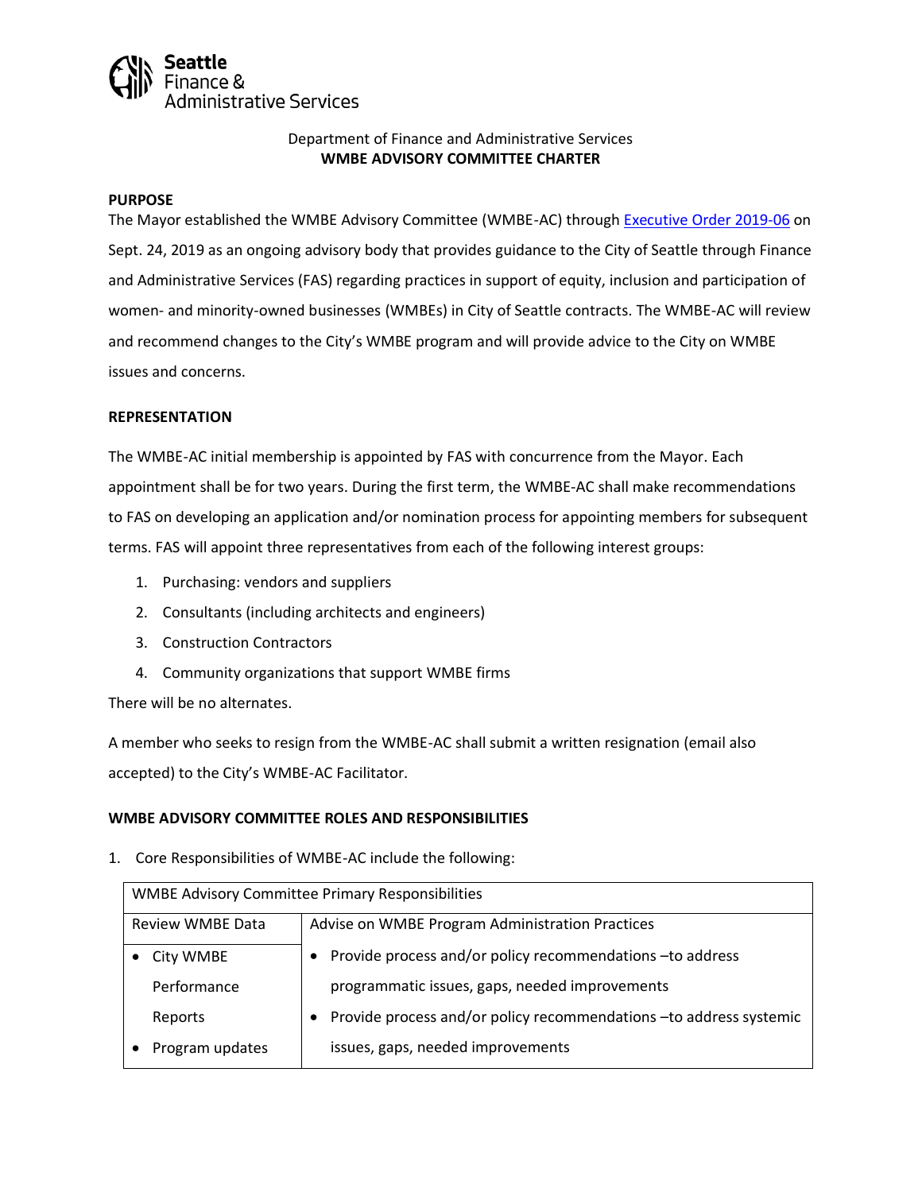Seattle Finance & Administrative Services

Department of Finance and Administrative Services
**WMBE ADVISORY COMMITTEE CHARTER**

**PURPOSE**

The Mayor established the WMBE Advisory Committee (WMBE-AC) through [Executive Order 2019-06](Executive Order 2019-06) on Sept. 24, 2019 as an ongoing advisory body that provides guidance to the City of Seattle through Finance and Administrative Services (FAS) regarding practices in support of equity, inclusion and participation of women- and minority-owned businesses (WMBEs) in City of Seattle contracts. The WMBE-AC will review and recommend changes to the City's WMBE program and will provide advice to the City on WMBE issues and concerns.

**REPRESENTATION**

The WMBE-AC initial membership is appointed by FAS with concurrence from the Mayor. Each appointment shall be for two years. During the first term, the WMBE-AC shall make recommendations to FAS on developing an application and/or nomination process for appointing members for subsequent terms. FAS will appoint three representatives from each of the following interest groups:

1. Purchasing: vendors and suppliers
2. Consultants (including architects and engineers)
3. Construction Contractors
4. Community organizations that support WMBE firms

There will be no alternates.

A member who seeks to resign from the WMBE-AC shall submit a written resignation (email also accepted) to the City's WMBE-AC Facilitator.

**WMBE ADVISORY COMMITTEE ROLES AND RESPONSIBILITIES**

1. Core Responsibilities of WMBE-AC include the following:

| WMBE Advisory Committee Primary Responsibilities | |
|---|---|
| Review WMBE Data | Advise on WMBE Program Administration Practices |
| • City WMBE Performance Reports<br>• Program updates | • Provide process and/or policy recommendations –to address programmatic issues, gaps, needed improvements<br>• Provide process and/or policy recommendations –to address systemic issues, gaps, needed improvements |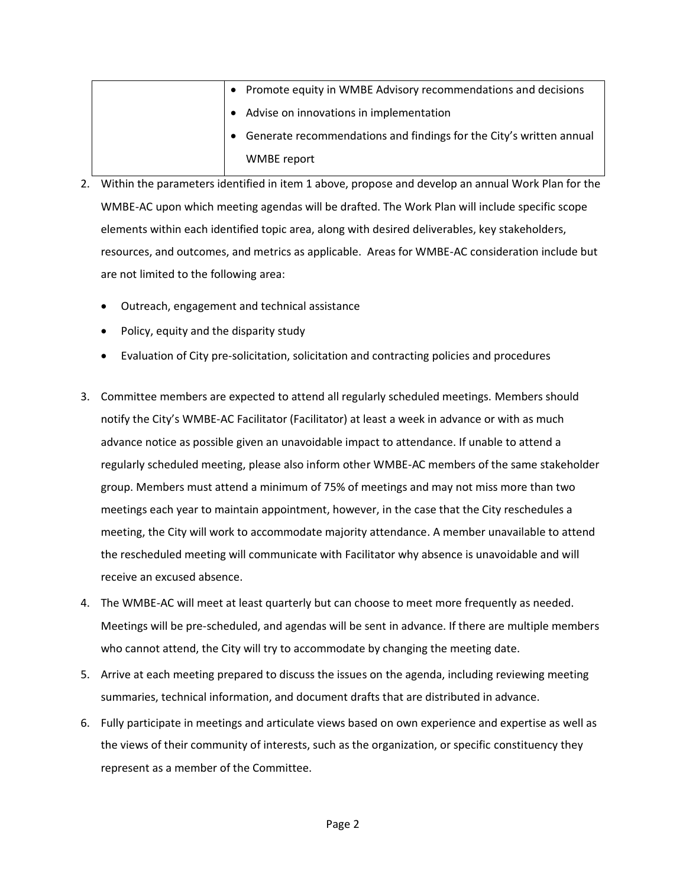| | |
|---|---|
| | • Promote equity in WMBE Advisory recommendations and decisions<br>• Advise on innovations in implementation<br>• Generate recommendations and findings for the City's written annual WMBE report |

2. Within the parameters identified in item 1 above, propose and develop an annual Work Plan for the WMBE-AC upon which meeting agendas will be drafted. The Work Plan will include specific scope elements within each identified topic area, along with desired deliverables, key stakeholders, resources, and outcomes, and metrics as applicable. Areas for WMBE-AC consideration include but are not limited to the following area:

   - Outreach, engagement and technical assistance
   - Policy, equity and the disparity study
   - Evaluation of City pre-solicitation, solicitation and contracting policies and procedures

3. Committee members are expected to attend all regularly scheduled meetings. Members should notify the City's WMBE-AC Facilitator (Facilitator) at least a week in advance or with as much advance notice as possible given an unavoidable impact to attendance. If unable to attend a regularly scheduled meeting, please also inform other WMBE-AC members of the same stakeholder group. Members must attend a minimum of 75% of meetings and may not miss more than two meetings each year to maintain appointment, however, in the case that the City reschedules a meeting, the City will work to accommodate majority attendance. A member unavailable to attend the rescheduled meeting will communicate with Facilitator why absence is unavoidable and will receive an excused absence.
4. The WMBE-AC will meet at least quarterly but can choose to meet more frequently as needed. Meetings will be pre-scheduled, and agendas will be sent in advance. If there are multiple members who cannot attend, the City will try to accommodate by changing the meeting date.
5. Arrive at each meeting prepared to discuss the issues on the agenda, including reviewing meeting summaries, technical information, and document drafts that are distributed in advance.
6. Fully participate in meetings and articulate views based on own experience and expertise as well as the views of their community of interests, such as the organization, or specific constituency they represent as a member of the Committee.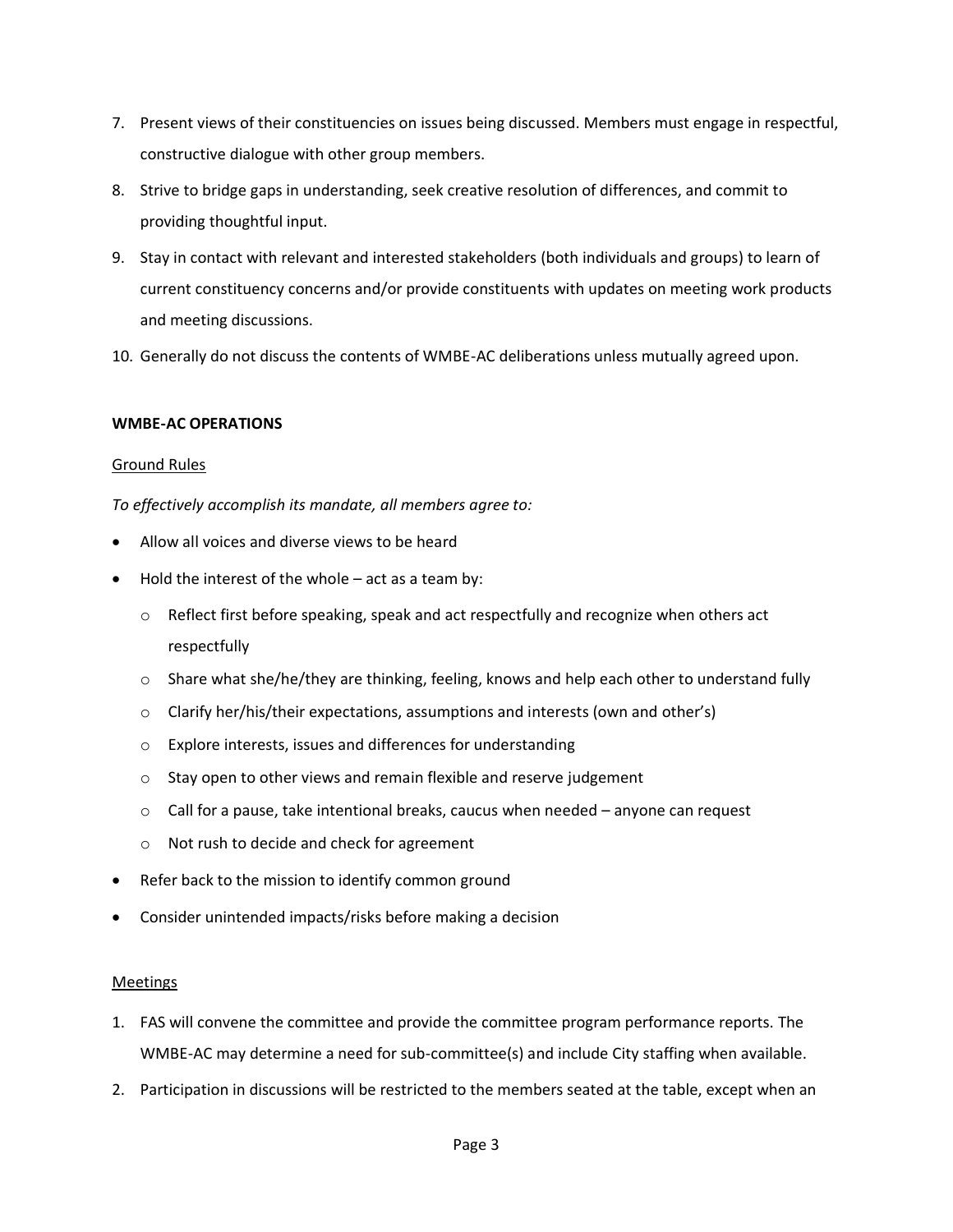7. Present views of their constituencies on issues being discussed. Members must engage in respectful, constructive dialogue with other group members.
8. Strive to bridge gaps in understanding, seek creative resolution of differences, and commit to providing thoughtful input.
9. Stay in contact with relevant and interested stakeholders (both individuals and groups) to learn of current constituency concerns and/or provide constituents with updates on meeting work products and meeting discussions.
10. Generally do not discuss the contents of WMBE-AC deliberations unless mutually agreed upon.

**WMBE-AC OPERATIONS**

<u>Ground Rules</u>

*To effectively accomplish its mandate, all members agree to:*

- Allow all voices and diverse views to be heard
- Hold the interest of the whole – act as a team by:
  - Reflect first before speaking, speak and act respectfully and recognize when others act respectfully
  - Share what she/he/they are thinking, feeling, knows and help each other to understand fully
  - Clarify her/his/their expectations, assumptions and interests (own and other's)
  - Explore interests, issues and differences for understanding
  - Stay open to other views and remain flexible and reserve judgement
  - Call for a pause, take intentional breaks, caucus when needed – anyone can request
  - Not rush to decide and check for agreement
- Refer back to the mission to identify common ground
- Consider unintended impacts/risks before making a decision

<u>Meetings</u>

1. FAS will convene the committee and provide the committee program performance reports. The WMBE-AC may determine a need for sub-committee(s) and include City staffing when available.
2. Participation in discussions will be restricted to the members seated at the table, except when an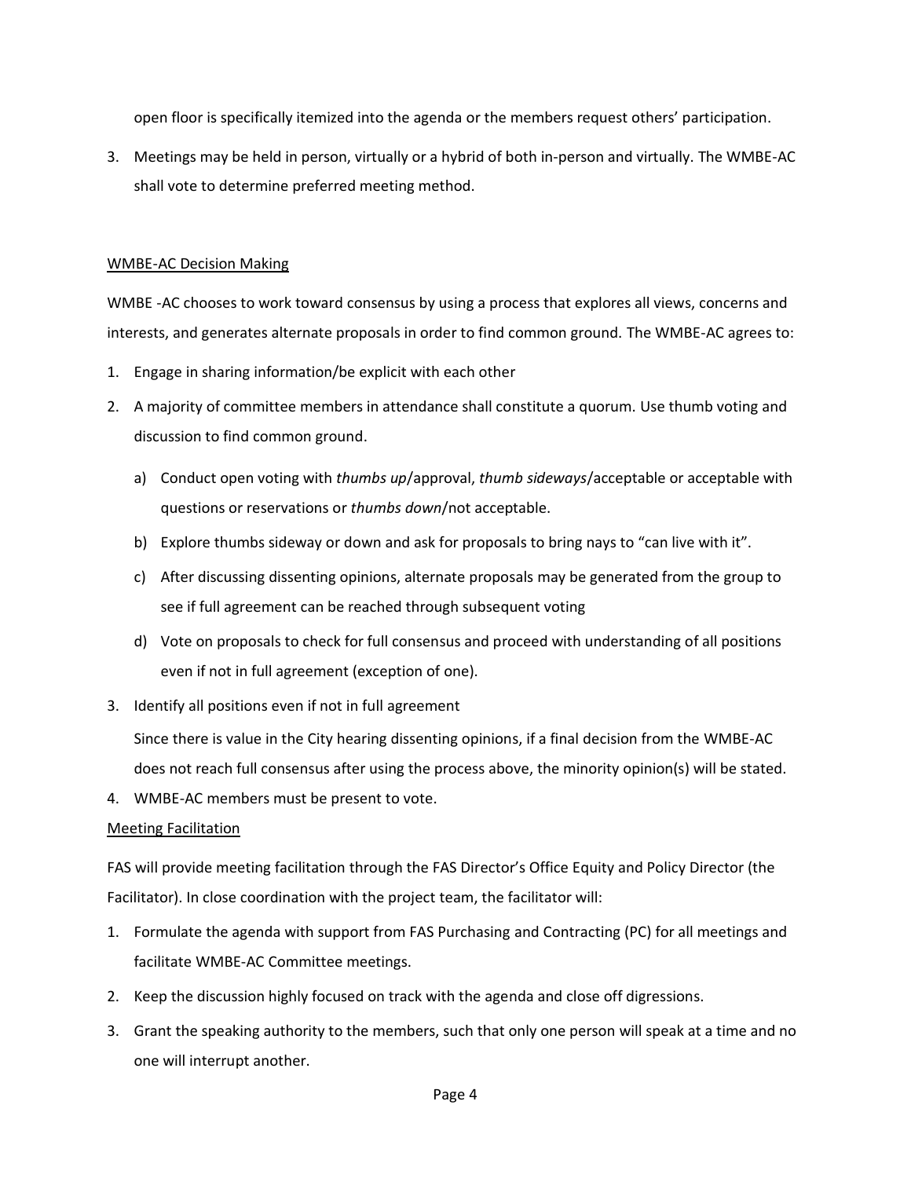open floor is specifically itemized into the agenda or the members request others' participation.

3. Meetings may be held in person, virtually or a hybrid of both in-person and virtually. The WMBE-AC shall vote to determine preferred meeting method.

<u>WMBE-AC Decision Making</u>

WMBE -AC chooses to work toward consensus by using a process that explores all views, concerns and interests, and generates alternate proposals in order to find common ground. The WMBE-AC agrees to:

1. Engage in sharing information/be explicit with each other
2. A majority of committee members in attendance shall constitute a quorum. Use thumb voting and discussion to find common ground.
   a) Conduct open voting with *thumbs up*/approval, *thumb sideways*/acceptable or acceptable with questions or reservations or *thumbs down*/not acceptable.
   b) Explore thumbs sideway or down and ask for proposals to bring nays to "can live with it".
   c) After discussing dissenting opinions, alternate proposals may be generated from the group to see if full agreement can be reached through subsequent voting
   d) Vote on proposals to check for full consensus and proceed with understanding of all positions even if not in full agreement (exception of one).
3. Identify all positions even if not in full agreement

   Since there is value in the City hearing dissenting opinions, if a final decision from the WMBE-AC does not reach full consensus after using the process above, the minority opinion(s) will be stated.
4. WMBE-AC members must be present to vote.

<u>Meeting Facilitation</u>

FAS will provide meeting facilitation through the FAS Director's Office Equity and Policy Director (the Facilitator). In close coordination with the project team, the facilitator will:

1. Formulate the agenda with support from FAS Purchasing and Contracting (PC) for all meetings and facilitate WMBE-AC Committee meetings.
2. Keep the discussion highly focused on track with the agenda and close off digressions.
3. Grant the speaking authority to the members, such that only one person will speak at a time and no one will interrupt another.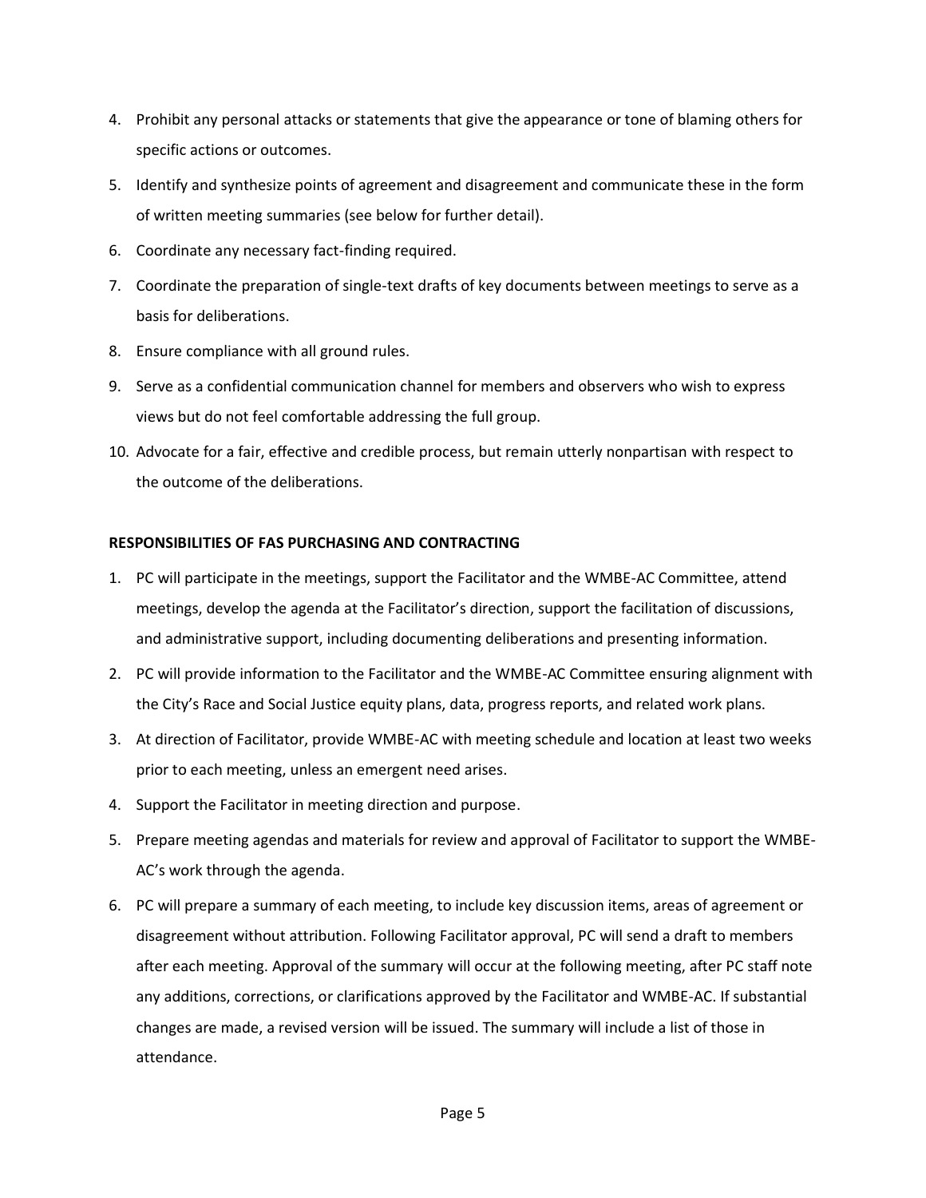4. Prohibit any personal attacks or statements that give the appearance or tone of blaming others for specific actions or outcomes.
5. Identify and synthesize points of agreement and disagreement and communicate these in the form of written meeting summaries (see below for further detail).
6. Coordinate any necessary fact-finding required.
7. Coordinate the preparation of single-text drafts of key documents between meetings to serve as a basis for deliberations.
8. Ensure compliance with all ground rules.
9. Serve as a confidential communication channel for members and observers who wish to express views but do not feel comfortable addressing the full group.
10. Advocate for a fair, effective and credible process, but remain utterly nonpartisan with respect to the outcome of the deliberations.

**RESPONSIBILITIES OF FAS PURCHASING AND CONTRACTING**

1. PC will participate in the meetings, support the Facilitator and the WMBE-AC Committee, attend meetings, develop the agenda at the Facilitator's direction, support the facilitation of discussions, and administrative support, including documenting deliberations and presenting information.
2. PC will provide information to the Facilitator and the WMBE-AC Committee ensuring alignment with the City's Race and Social Justice equity plans, data, progress reports, and related work plans.
3. At direction of Facilitator, provide WMBE-AC with meeting schedule and location at least two weeks prior to each meeting, unless an emergent need arises.
4. Support the Facilitator in meeting direction and purpose.
5. Prepare meeting agendas and materials for review and approval of Facilitator to support the WMBE-AC's work through the agenda.
6. PC will prepare a summary of each meeting, to include key discussion items, areas of agreement or disagreement without attribution. Following Facilitator approval, PC will send a draft to members after each meeting. Approval of the summary will occur at the following meeting, after PC staff note any additions, corrections, or clarifications approved by the Facilitator and WMBE-AC. If substantial changes are made, a revised version will be issued. The summary will include a list of those in attendance.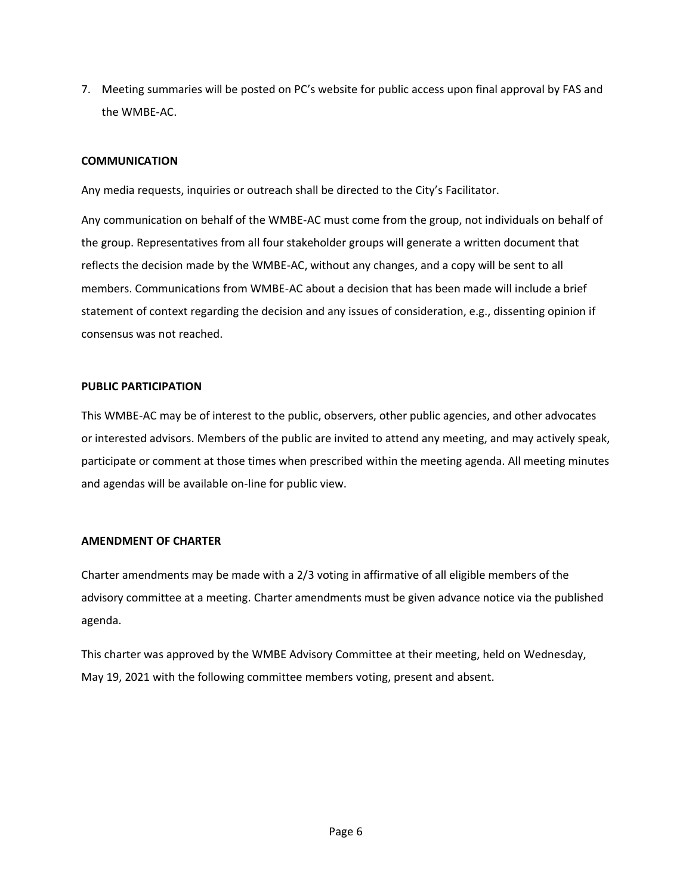7. Meeting summaries will be posted on PC's website for public access upon final approval by FAS and the WMBE-AC.

**COMMUNICATION**

Any media requests, inquiries or outreach shall be directed to the City's Facilitator.

Any communication on behalf of the WMBE-AC must come from the group, not individuals on behalf of the group. Representatives from all four stakeholder groups will generate a written document that reflects the decision made by the WMBE-AC, without any changes, and a copy will be sent to all members. Communications from WMBE-AC about a decision that has been made will include a brief statement of context regarding the decision and any issues of consideration, e.g., dissenting opinion if consensus was not reached.

**PUBLIC PARTICIPATION**

This WMBE-AC may be of interest to the public, observers, other public agencies, and other advocates or interested advisors. Members of the public are invited to attend any meeting, and may actively speak, participate or comment at those times when prescribed within the meeting agenda. All meeting minutes and agendas will be available on-line for public view.

**AMENDMENT OF CHARTER**

Charter amendments may be made with a 2/3 voting in affirmative of all eligible members of the advisory committee at a meeting. Charter amendments must be given advance notice via the published agenda.

This charter was approved by the WMBE Advisory Committee at their meeting, held on Wednesday, May 19, 2021 with the following committee members voting, present and absent.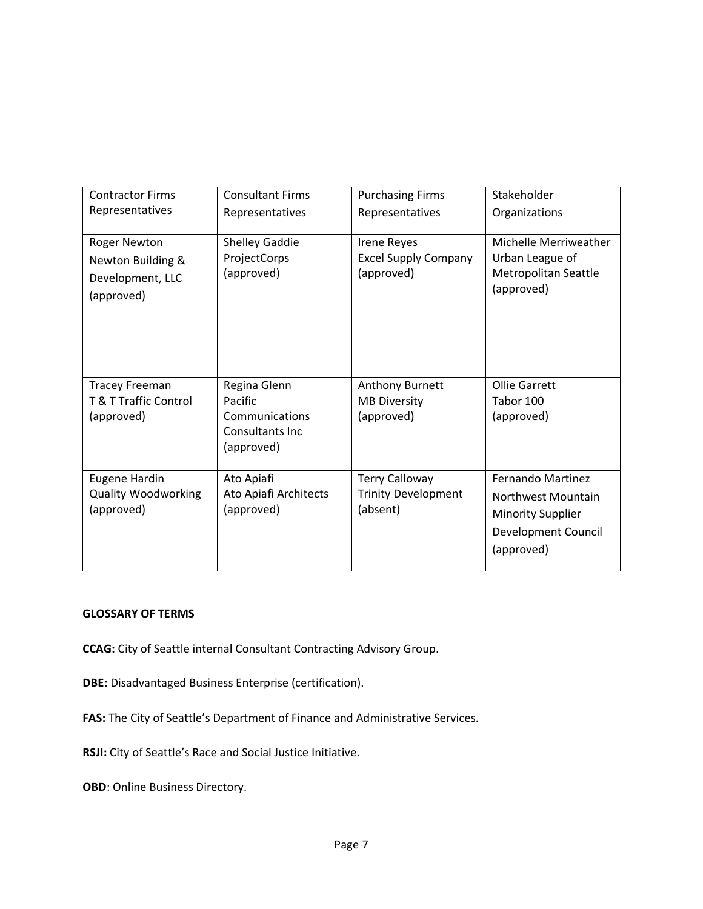| Contractor Firms Representatives | Consultant Firms Representatives | Purchasing Firms Representatives | Stakeholder Organizations |
|---|---|---|---|
| Roger Newton Newton Building & Development, LLC (approved) | Shelley Gaddie ProjectCorps (approved) | Irene Reyes Excel Supply Company (approved) | Michelle Merriweather Urban League of Metropolitan Seattle (approved) |
| Tracey Freeman T & T Traffic Control (approved) | Regina Glenn Pacific Communications Consultants Inc (approved) | Anthony Burnett MB Diversity (approved) | Ollie Garrett Tabor 100 (approved) |
| Eugene Hardin Quality Woodworking (approved) | Ato Apiafi Ato Apiafi Architects (approved) | Terry Calloway Trinity Development (absent) | Fernando Martinez Northwest Mountain Minority Supplier Development Council (approved) |

**GLOSSARY OF TERMS**

**CCAG:** City of Seattle internal Consultant Contracting Advisory Group.

**DBE:** Disadvantaged Business Enterprise (certification).

**FAS:** The City of Seattle's Department of Finance and Administrative Services.

**RSJI:** City of Seattle's Race and Social Justice Initiative.

**OBD**: Online Business Directory.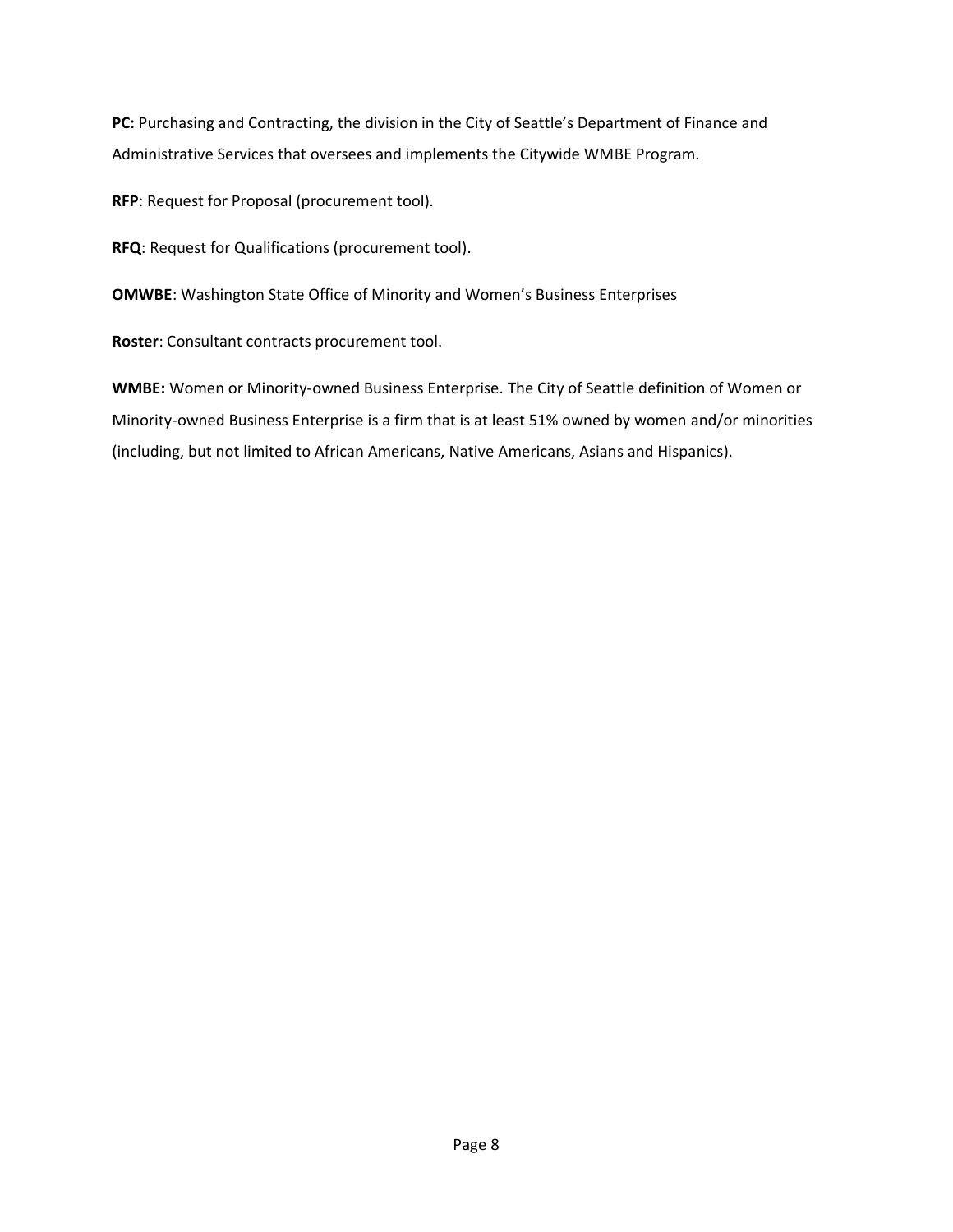**PC:** Purchasing and Contracting, the division in the City of Seattle's Department of Finance and Administrative Services that oversees and implements the Citywide WMBE Program.

**RFP**: Request for Proposal (procurement tool).

**RFQ**: Request for Qualifications (procurement tool).

**OMWBE**: Washington State Office of Minority and Women's Business Enterprises

**Roster**: Consultant contracts procurement tool.

**WMBE:** Women or Minority-owned Business Enterprise. The City of Seattle definition of Women or Minority-owned Business Enterprise is a firm that is at least 51% owned by women and/or minorities (including, but not limited to African Americans, Native Americans, Asians and Hispanics).